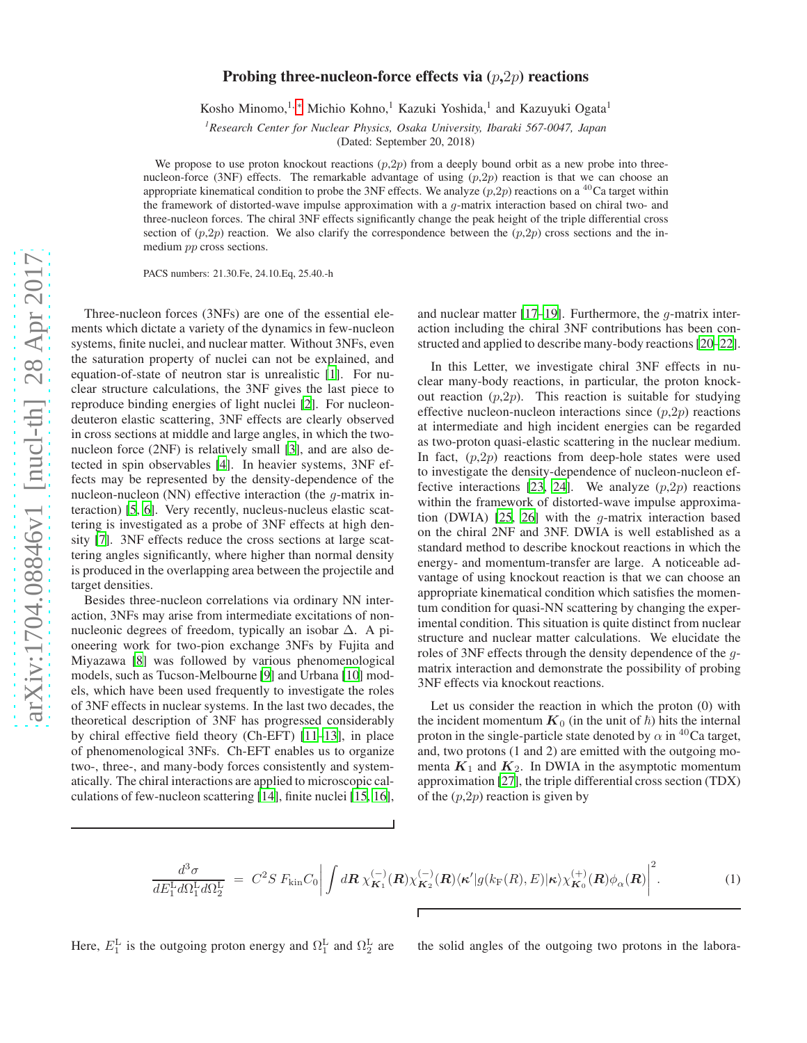# Probing three-nucleon-force effects via ($p$,2$p$) reactions

Kosho Minomo,[1,*] Michio Kohno,[1] Kazuki Yoshida,[1] and Kazuyuki Ogata[1]

[1] *Research Center for Nuclear Physics, Osaka University, Ibaraki 567-0047, Japan*

(Dated: September 20, 2018)

We propose to use proton knockout reactions ($p$,2$p$) from a deeply bound orbit as a new probe into three-nucleon-force (3NF) effects. The remarkable advantage of using ($p$,2$p$) reaction is that we can choose an appropriate kinematical condition to probe the 3NF effects. We analyze ($p$,2$p$) reactions on a $^{40}$Ca target within the framework of distorted-wave impulse approximation with a $g$-matrix interaction based on chiral two- and three-nucleon forces. The chiral 3NF effects significantly change the peak height of the triple differential cross section of ($p$,2$p$) reaction. We also clarify the correspondence between the ($p$,2$p$) cross sections and the in-medium $pp$ cross sections.

PACS numbers: 21.30.Fe, 24.10.Eq, 25.40.-h

Three-nucleon forces (3NFs) are one of the essential elements which dictate a variety of the dynamics in few-nucleon systems, finite nuclei, and nuclear matter. Without 3NFs, even the saturation property of nuclei can not be explained, and equation-of-state of neutron star is unrealistic [1]. For nuclear structure calculations, the 3NF gives the last piece to reproduce binding energies of light nuclei [2]. For nucleon-deuteron elastic scattering, 3NF effects are clearly observed in cross sections at middle and large angles, in which the two-nucleon force (2NF) is relatively small [3], and are also detected in spin observables [4]. In heavier systems, 3NF effects may be represented by the density-dependence of the nucleon-nucleon (NN) effective interaction (the $g$-matrix interaction) [5, 6]. Very recently, nucleus-nucleus elastic scattering is investigated as a probe of 3NF effects at high density [7]. 3NF effects reduce the cross sections at large scattering angles significantly, where higher than normal density is produced in the overlapping area between the projectile and target densities.

Besides three-nucleon correlations via ordinary NN interaction, 3NFs may arise from intermediate excitations of non-nucleonic degrees of freedom, typically an isobar $\Delta$. A pioneering work for two-pion exchange 3NFs by Fujita and Miyazawa [8] was followed by various phenomenological models, such as Tucson-Melbourne [9] and Urbana [10] models, which have been used frequently to investigate the roles of 3NF effects in nuclear systems. In the last two decades, the theoretical description of 3NF has progressed considerably by chiral effective field theory (Ch-EFT) [11–13], in place of phenomenological 3NFs. Ch-EFT enables us to organize two-, three-, and many-body forces consistently and systematically. The chiral interactions are applied to microscopic calculations of few-nucleon scattering [14], finite nuclei [15, 16], and nuclear matter [17–19]. Furthermore, the $g$-matrix interaction including the chiral 3NF contributions has been constructed and applied to describe many-body reactions [20–22].

In this Letter, we investigate chiral 3NF effects in nuclear many-body reactions, in particular, the proton knockout reaction ($p$,2$p$). This reaction is suitable for studying effective nucleon-nucleon interactions since ($p$,2$p$) reactions at intermediate and high incident energies can be regarded as two-proton quasi-elastic scattering in the nuclear medium. In fact, ($p$,2$p$) reactions from deep-hole states were used to investigate the density-dependence of nucleon-nucleon effective interactions [23, 24]. We analyze ($p$,2$p$) reactions within the framework of distorted-wave impulse approximation (DWIA) [25, 26] with the $g$-matrix interaction based on the chiral 2NF and 3NF. DWIA is well established as a standard method to describe knockout reactions in which the energy- and momentum-transfer are large. A noticeable advantage of using knockout reaction is that we can choose an appropriate kinematical condition which satisfies the momentum condition for quasi-NN scattering by changing the experimental condition. This situation is quite distinct from nuclear structure and nuclear matter calculations. We elucidate the roles of 3NF effects through the density dependence of the $g$-matrix interaction and demonstrate the possibility of probing 3NF effects via knockout reactions.

Let us consider the reaction in which the proton (0) with the incident momentum $\boldsymbol{K}_0$ (in the unit of $\hbar$) hits the internal proton in the single-particle state denoted by $\alpha$ in $^{40}$Ca target, and, two protons (1 and 2) are emitted with the outgoing momenta $\boldsymbol{K}_1$ and $\boldsymbol{K}_2$. In DWIA in the asymptotic momentum approximation [27], the triple differential cross section (TDX) of the ($p$,2$p$) reaction is given by

$$\frac{d^3\sigma}{dE_1^{\rm L} d\Omega_1^{\rm L} d\Omega_2^{\rm L}} = C^2 S\, F_{\rm kin} C_0 \left| \int d\boldsymbol{R}\, \chi_{\boldsymbol{K}_1}^{(-)}(\boldsymbol{R}) \chi_{\boldsymbol{K}_2}^{(-)}(\boldsymbol{R}) \langle \boldsymbol{\kappa}' | g(k_{\rm F}(R), E) | \boldsymbol{\kappa} \rangle \chi_{\boldsymbol{K}_0}^{(+)}(\boldsymbol{R}) \phi_\alpha(\boldsymbol{R}) \right|^2. \quad (1)$$

Here, $E_1^{\rm L}$ is the outgoing proton energy and $\Omega_1^{\rm L}$ and $\Omega_2^{\rm L}$ are the solid angles of the outgoing two protons in the labora-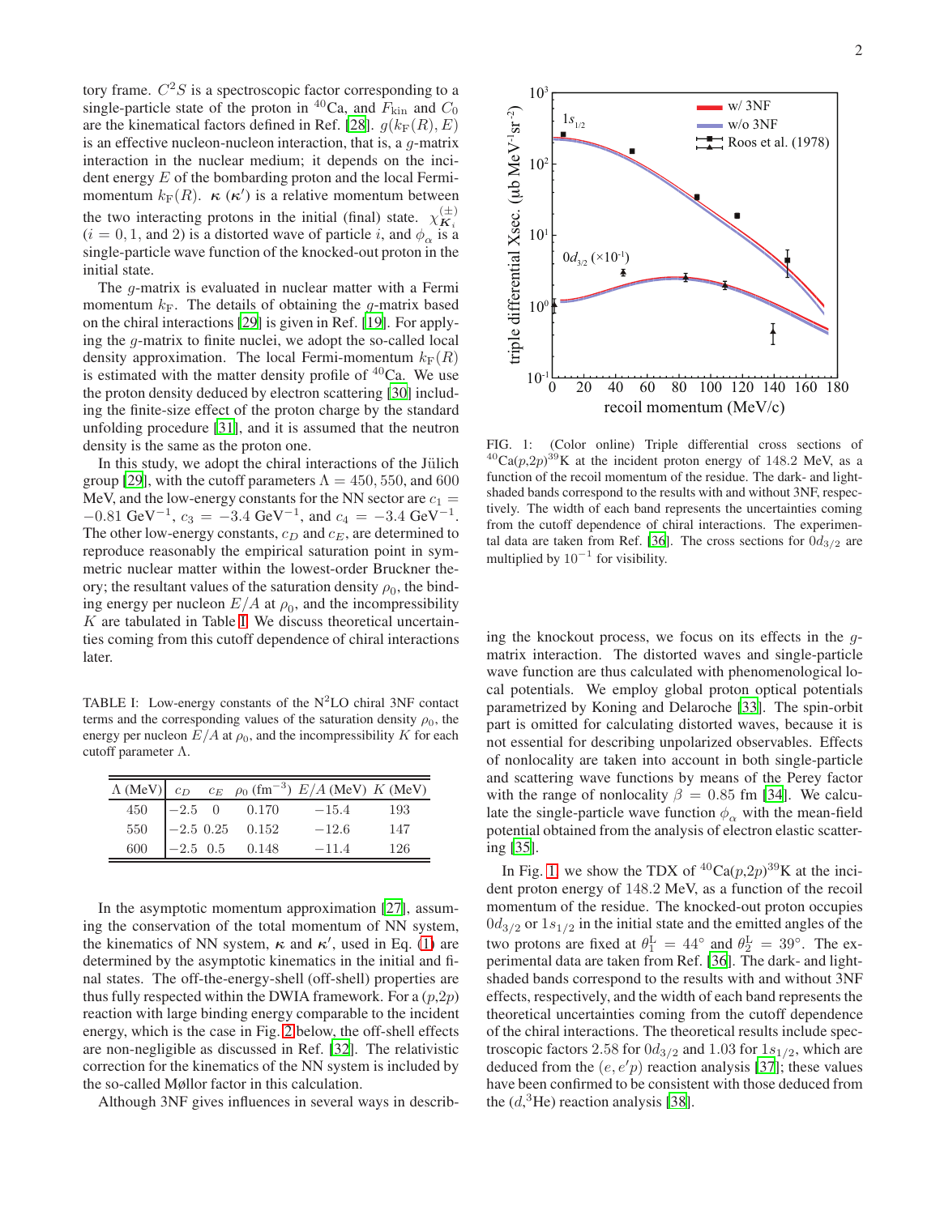tory frame. $C^2S$ is a spectroscopic factor corresponding to a single-particle state of the proton in $^{40}$Ca, and $F_{\rm kin}$ and $C_0$ are the kinematical factors defined in Ref. [28]. $g(k_{\rm F}(R), E)$ is an effective nucleon-nucleon interaction, that is, a $g$-matrix interaction in the nuclear medium; it depends on the incident energy $E$ of the bombarding proton and the local Fermi-momentum $k_{\rm F}(R)$. $\boldsymbol{\kappa}$ ($\boldsymbol{\kappa}'$) is a relative momentum between the two interacting protons in the initial (final) state. $\chi^{(\pm)}_{\boldsymbol{K}_i}$ ($i = 0, 1,$ and 2) is a distorted wave of particle $i$, and $\phi_\alpha$ is a single-particle wave function of the knocked-out proton in the initial state.

The $g$-matrix is evaluated in nuclear matter with a Fermi momentum $k_{\rm F}$. The details of obtaining the $g$-matrix based on the chiral interactions [29] is given in Ref. [19]. For applying the $g$-matrix to finite nuclei, we adopt the so-called local density approximation. The local Fermi-momentum $k_{\rm F}(R)$ is estimated with the matter density profile of $^{40}$Ca. We use the proton density deduced by electron scattering [30] including the finite-size effect of the proton charge by the standard unfolding procedure [31], and it is assumed that the neutron density is the same as the proton one.

In this study, we adopt the chiral interactions of the Jülich group [29], with the cutoff parameters $\Lambda = 450, 550,$ and 600 MeV, and the low-energy constants for the NN sector are $c_1 = -0.81$ GeV$^{-1}$, $c_3 = -3.4$ GeV$^{-1}$, and $c_4 = -3.4$ GeV$^{-1}$. The other low-energy constants, $c_D$ and $c_E$, are determined to reproduce reasonably the empirical saturation point in symmetric nuclear matter within the lowest-order Bruckner theory; the resultant values of the saturation density $\rho_0$, the binding energy per nucleon $E/A$ at $\rho_0$, and the incompressibility $K$ are tabulated in Table I. We discuss theoretical uncertainties coming from this cutoff dependence of chiral interactions later.

TABLE I: Low-energy constants of the N$^2$LO chiral 3NF contact terms and the corresponding values of the saturation density $\rho_0$, the energy per nucleon $E/A$ at $\rho_0$, and the incompressibility $K$ for each cutoff parameter $\Lambda$.

| $\Lambda$ (MeV) | $c_D$ | $c_E$ | $\rho_0$ (fm$^{-3}$) | $E/A$ (MeV) | $K$ (MeV) |
|---|---|---|---|---|---|
| 450 | $-2.5$ | 0 | 0.170 | $-15.4$ | 193 |
| 550 | $-2.5$ | 0.25 | 0.152 | $-12.6$ | 147 |
| 600 | $-2.5$ | 0.5 | 0.148 | $-11.4$ | 126 |

In the asymptotic momentum approximation [27], assuming the conservation of the total momentum of NN system, the kinematics of NN system, $\boldsymbol{\kappa}$ and $\boldsymbol{\kappa}'$, used in Eq. (1) are determined by the asymptotic kinematics in the initial and final states. The off-the-energy-shell (off-shell) properties are thus fully respected within the DWIA framework. For a $(p,2p)$ reaction with large binding energy comparable to the incident energy, which is the case in Fig. 2 below, the off-shell effects are non-negligible as discussed in Ref. [32]. The relativistic correction for the kinematics of the NN system is included by the so-called Møllor factor in this calculation.

Although 3NF gives influences in several ways in describing the knockout process, we focus on its effects in the $g$-matrix interaction. The distorted waves and single-particle wave function are thus calculated with phenomenological local potentials. We employ global proton optical potentials parametrized by Koning and Delaroche [33]. The spin-orbit part is omitted for calculating distorted waves, because it is not essential for describing unpolarized observables. Effects of nonlocality are taken into account in both single-particle and scattering wave functions by means of the Perey factor with the range of nonlocality $\beta = 0.85$ fm [34]. We calculate the single-particle wave function $\phi_\alpha$ with the mean-field potential obtained from the analysis of electron elastic scattering [35].

FIG. 1: (Color online) Triple differential cross sections of $^{40}$Ca$(p,2p)^{39}$K at the incident proton energy of 148.2 MeV, as a function of the recoil momentum of the residue. The dark- and light-shaded bands correspond to the results with and without 3NF, respectively. The width of each band represents the uncertainties coming from the cutoff dependence of chiral interactions. The experimental data are taken from Ref. [36]. The cross sections for $0d_{3/2}$ are multiplied by $10^{-1}$ for visibility.

In Fig. 1, we show the TDX of $^{40}$Ca$(p,2p)^{39}$K at the incident proton energy of 148.2 MeV, as a function of the recoil momentum of the residue. The knocked-out proton occupies $0d_{3/2}$ or $1s_{1/2}$ in the initial state and the emitted angles of the two protons are fixed at $\theta_1^{\rm L} = 44^\circ$ and $\theta_2^{\rm L} = 39^\circ$. The experimental data are taken from Ref. [36]. The dark- and light-shaded bands correspond to the results with and without 3NF effects, respectively, and the width of each band represents the theoretical uncertainties coming from the cutoff dependence of the chiral interactions. The theoretical results include spectroscopic factors 2.58 for $0d_{3/2}$ and 1.03 for $1s_{1/2}$, which are deduced from the $(e, e'p)$ reaction analysis [37]; these values have been confirmed to be consistent with those deduced from the $(d,^3\text{He})$ reaction analysis [38].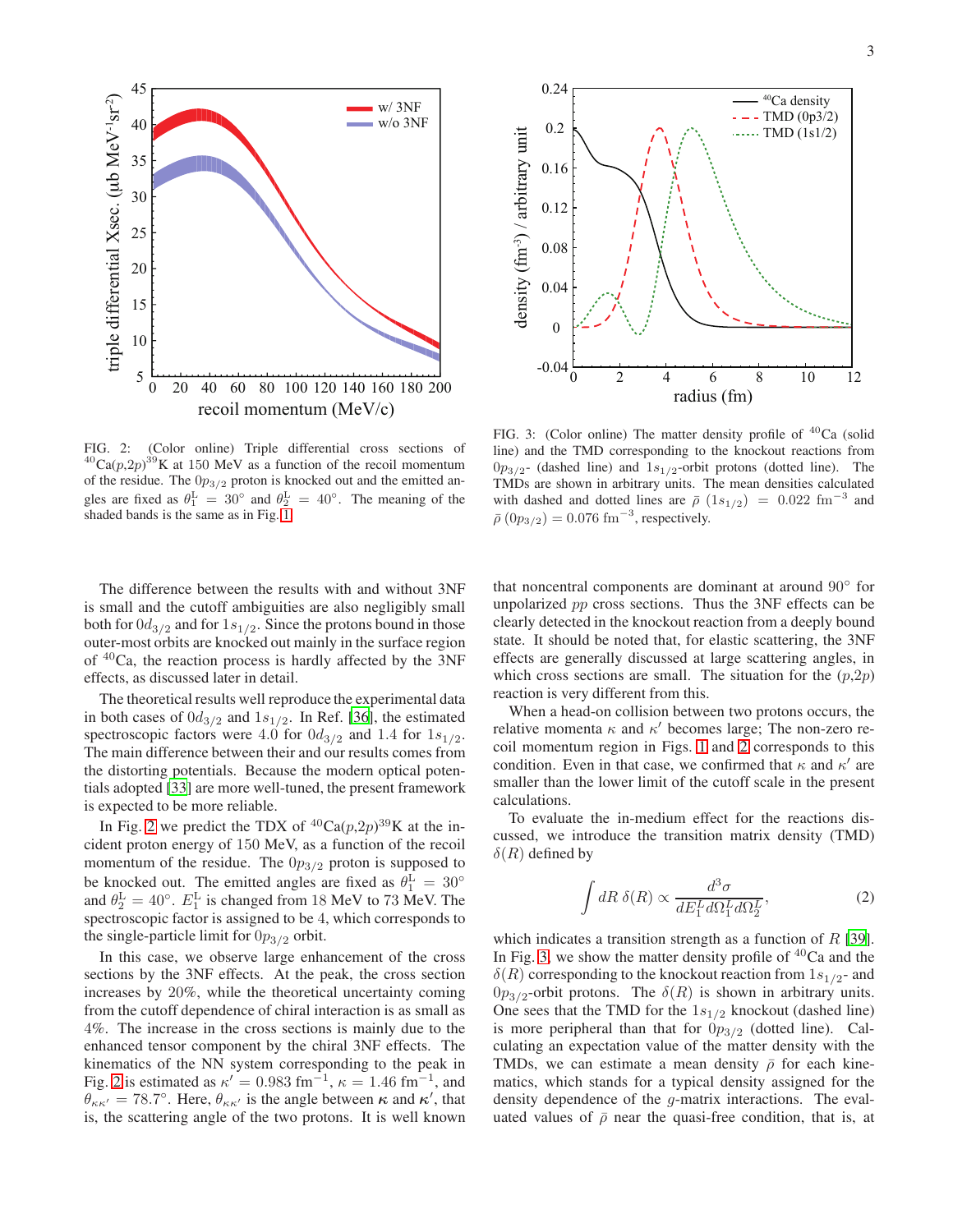FIG. 2: (Color online) Triple differential cross sections of $^{40}$Ca($p$,2$p$)$^{39}$K at 150 MeV as a function of the recoil momentum of the residue. The $0p_{3/2}$ proton is knocked out and the emitted angles are fixed as $\theta_1^{\rm L} = 30^\circ$ and $\theta_2^{\rm L} = 40^\circ$. The meaning of the shaded bands is the same as in Fig. 1.

FIG. 3: (Color online) The matter density profile of $^{40}$Ca (solid line) and the TMD corresponding to the knockout reactions from $0p_{3/2}$- (dashed line) and $1s_{1/2}$-orbit protons (dotted line). The TMDs are shown in arbitrary units. The mean densities calculated with dashed and dotted lines are $\bar{\rho}$ $(1s_{1/2})$ = 0.022 fm$^{-3}$ and $\bar{\rho}$ $(0p_{3/2}) = 0.076$ fm$^{-3}$, respectively.

The difference between the results with and without 3NF is small and the cutoff ambiguities are also negligibly small both for $0d_{3/2}$ and for $1s_{1/2}$. Since the protons bound in those outer-most orbits are knocked out mainly in the surface region of $^{40}$Ca, the reaction process is hardly affected by the 3NF effects, as discussed later in detail.

The theoretical results well reproduce the experimental data in both cases of $0d_{3/2}$ and $1s_{1/2}$. In Ref. [36], the estimated spectroscopic factors were 4.0 for $0d_{3/2}$ and 1.4 for $1s_{1/2}$. The main difference between their and our results comes from the distorting potentials. Because the modern optical potentials adopted [33] are more well-tuned, the present framework is expected to be more reliable.

In Fig. 2 we predict the TDX of $^{40}$Ca($p$,2$p$)$^{39}$K at the incident proton energy of 150 MeV, as a function of the recoil momentum of the residue. The $0p_{3/2}$ proton is supposed to be knocked out. The emitted angles are fixed as $\theta_1^{\rm L} = 30^\circ$ and $\theta_2^{\rm L} = 40^\circ$. $E_1^{\rm L}$ is changed from 18 MeV to 73 MeV. The spectroscopic factor is assigned to be 4, which corresponds to the single-particle limit for $0p_{3/2}$ orbit.

In this case, we observe large enhancement of the cross sections by the 3NF effects. At the peak, the cross section increases by 20%, while the theoretical uncertainty coming from the cutoff dependence of chiral interaction is as small as 4%. The increase in the cross sections is mainly due to the enhanced tensor component by the chiral 3NF effects. The kinematics of the NN system corresponding to the peak in Fig. 2 is estimated as $\kappa' = 0.983$ fm$^{-1}$, $\kappa = 1.46$ fm$^{-1}$, and $\theta_{\kappa\kappa'} = 78.7^\circ$. Here, $\theta_{\kappa\kappa'}$ is the angle between $\boldsymbol{\kappa}$ and $\boldsymbol{\kappa}'$, that is, the scattering angle of the two protons. It is well known that noncentral components are dominant at around $90^\circ$ for unpolarized $pp$ cross sections. Thus the 3NF effects can be clearly detected in the knockout reaction from a deeply bound state. It should be noted that, for elastic scattering, the 3NF effects are generally discussed at large scattering angles, in which cross sections are small. The situation for the ($p$,2$p$) reaction is very different from this.

When a head-on collision between two protons occurs, the relative momenta $\kappa$ and $\kappa'$ becomes large; The non-zero recoil momentum region in Figs. 1 and 2 corresponds to this condition. Even in that case, we confirmed that $\kappa$ and $\kappa'$ are smaller than the lower limit of the cutoff scale in the present calculations.

To evaluate the in-medium effect for the reactions discussed, we introduce the transition matrix density (TMD) $\delta(R)$ defined by

$$\int dR\ \delta(R) \propto \frac{d^3\sigma}{dE_1^L d\Omega_1^L d\Omega_2^L}, \tag{2}$$

which indicates a transition strength as a function of $R$ [39]. In Fig. 3, we show the matter density profile of $^{40}$Ca and the $\delta(R)$ corresponding to the knockout reaction from $1s_{1/2}$- and $0p_{3/2}$-orbit protons. The $\delta(R)$ is shown in arbitrary units. One sees that the TMD for the $1s_{1/2}$ knockout (dashed line) is more peripheral than that for $0p_{3/2}$ (dotted line). Calculating an expectation value of the matter density with the TMDs, we can estimate a mean density $\bar{\rho}$ for each kinematics, which stands for a typical density assigned for the density dependence of the $g$-matrix interactions. The evaluated values of $\bar{\rho}$ near the quasi-free condition, that is, at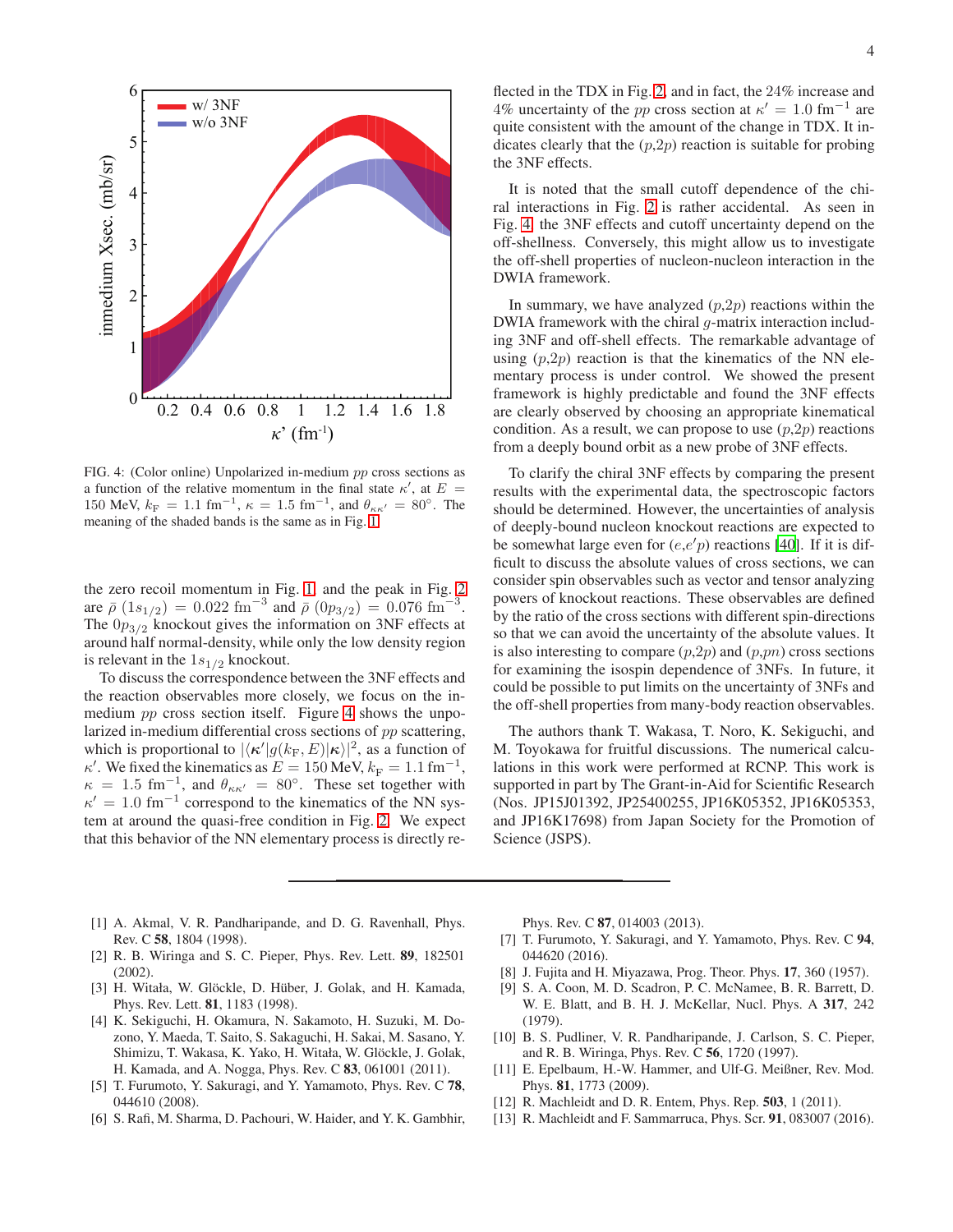FIG. 4: (Color online) Unpolarized in-medium $pp$ cross sections as a function of the relative momentum in the final state $\kappa'$, at $E$ = 150 MeV, $k_\mathrm{F}$ = 1.1 fm$^{-1}$, $\kappa$ = 1.5 fm$^{-1}$, and $\theta_{\kappa\kappa'}$ = 80°. The meaning of the shaded bands is the same as in Fig. 1.

the zero recoil momentum in Fig. 1 and the peak in Fig. 2 are $\bar{\rho}$ $(1s_{1/2})$ = 0.022 fm$^{-3}$ and $\bar{\rho}$ $(0p_{3/2})$ = 0.076 fm$^{-3}$. The $0p_{3/2}$ knockout gives the information on 3NF effects at around half normal-density, while only the low density region is relevant in the $1s_{1/2}$ knockout.

To discuss the correspondence between the 3NF effects and the reaction observables more closely, we focus on the in-medium $pp$ cross section itself. Figure 4 shows the unpolarized in-medium differential cross sections of $pp$ scattering, which is proportional to $|\langle \boldsymbol{\kappa}'|g(k_\mathrm{F}, E)|\boldsymbol{\kappa}\rangle|^2$, as a function of $\kappa'$. We fixed the kinematics as $E$ = 150 MeV, $k_\mathrm{F}$ = 1.1 fm$^{-1}$, $\kappa$ = 1.5 fm$^{-1}$, and $\theta_{\kappa\kappa'}$ = 80°. These set together with $\kappa'$ = 1.0 fm$^{-1}$ correspond to the kinematics of the NN system at around the quasi-free condition in Fig. 2. We expect that this behavior of the NN elementary process is directly reflected in the TDX in Fig. 2, and in fact, the 24% increase and 4% uncertainty of the $pp$ cross section at $\kappa'$ = 1.0 fm$^{-1}$ are quite consistent with the amount of the change in TDX. It indicates clearly that the ($p$,2$p$) reaction is suitable for probing the 3NF effects.

It is noted that the small cutoff dependence of the chiral interactions in Fig. 2 is rather accidental. As seen in Fig. 4, the 3NF effects and cutoff uncertainty depend on the off-shellness. Conversely, this might allow us to investigate the off-shell properties of nucleon-nucleon interaction in the DWIA framework.

In summary, we have analyzed ($p$,2$p$) reactions within the DWIA framework with the chiral $g$-matrix interaction including 3NF and off-shell effects. The remarkable advantage of using ($p$,2$p$) reaction is that the kinematics of the NN elementary process is under control. We showed the present framework is highly predictable and found the 3NF effects are clearly observed by choosing an appropriate kinematical condition. As a result, we can propose to use ($p$,2$p$) reactions from a deeply bound orbit as a new probe of 3NF effects.

To clarify the chiral 3NF effects by comparing the present results with the experimental data, the spectroscopic factors should be determined. However, the uncertainties of analysis of deeply-bound nucleon knockout reactions are expected to be somewhat large even for ($e$,$e'p$) reactions [40]. If it is difficult to discuss the absolute values of cross sections, we can consider spin observables such as vector and tensor analyzing powers of knockout reactions. These observables are defined by the ratio of the cross sections with different spin-directions so that we can avoid the uncertainty of the absolute values. It is also interesting to compare ($p$,2$p$) and ($p$,$pn$) cross sections for examining the isospin dependence of 3NFs. In future, it could be possible to put limits on the uncertainty of 3NFs and the off-shell properties from many-body reaction observables.

The authors thank T. Wakasa, T. Noro, K. Sekiguchi, and M. Toyokawa for fruitful discussions. The numerical calculations in this work were performed at RCNP. This work is supported in part by The Grant-in-Aid for Scientific Research (Nos. JP15J01392, JP25400255, JP16K05352, JP16K05353, and JP16K17698) from Japan Society for the Promotion of Science (JSPS).

---

[1] A. Akmal, V. R. Pandharipande, and D. G. Ravenhall, Phys. Rev. C **58**, 1804 (1998).
[2] R. B. Wiringa and S. C. Pieper, Phys. Rev. Lett. **89**, 182501 (2002).
[3] H. Witała, W. Glöckle, D. Hüber, J. Golak, and H. Kamada, Phys. Rev. Lett. **81**, 1183 (1998).
[4] K. Sekiguchi, H. Okamura, N. Sakamoto, H. Suzuki, M. Dozono, Y. Maeda, T. Saito, S. Sakaguchi, H. Sakai, M. Sasano, Y. Shimizu, T. Wakasa, K. Yako, H. Witała, W. Glöckle, J. Golak, H. Kamada, and A. Nogga, Phys. Rev. C **83**, 061001 (2011).
[5] T. Furumoto, Y. Sakuragi, and Y. Yamamoto, Phys. Rev. C **78**, 044610 (2008).
[6] S. Rafi, M. Sharma, D. Pachouri, W. Haider, and Y. K. Gambhir, Phys. Rev. C **87**, 014003 (2013).
[7] T. Furumoto, Y. Sakuragi, and Y. Yamamoto, Phys. Rev. C **94**, 044620 (2016).
[8] J. Fujita and H. Miyazawa, Prog. Theor. Phys. **17**, 360 (1957).
[9] S. A. Coon, M. D. Scadron, P. C. McNamee, B. R. Barrett, D. W. E. Blatt, and B. H. J. McKellar, Nucl. Phys. A **317**, 242 (1979).
[10] B. S. Pudliner, V. R. Pandharipande, J. Carlson, S. C. Pieper, and R. B. Wiringa, Phys. Rev. C **56**, 1720 (1997).
[11] E. Epelbaum, H.-W. Hammer, and Ulf-G. Meißner, Rev. Mod. Phys. **81**, 1773 (2009).
[12] R. Machleidt and D. R. Entem, Phys. Rep. **503**, 1 (2011).
[13] R. Machleidt and F. Sammarruca, Phys. Scr. **91**, 083007 (2016).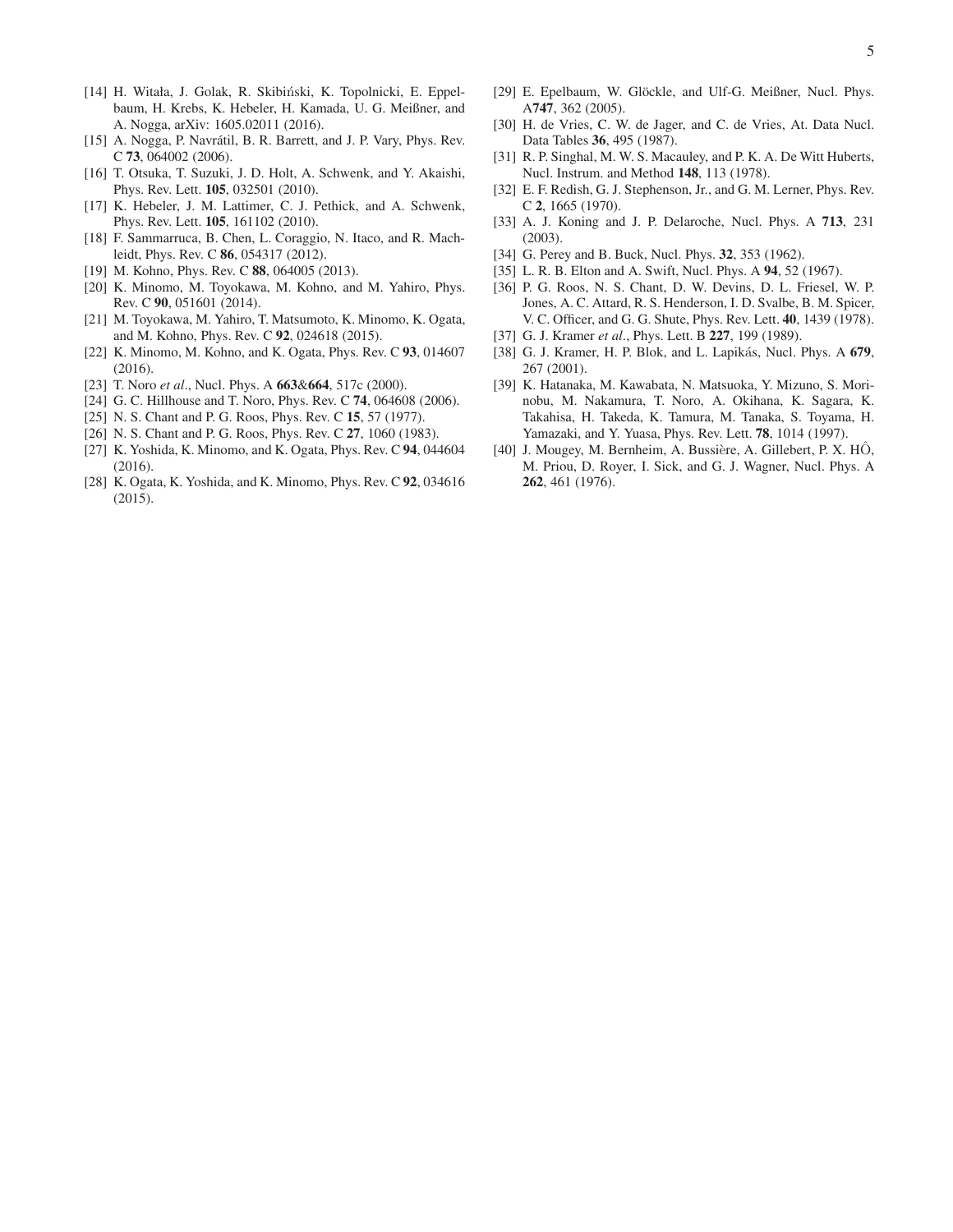[14] H. Witała, J. Golak, R. Skibiński, K. Topolnicki, E. Epelbaum, H. Krebs, K. Hebeler, H. Kamada, U. G. Meißner, and A. Nogga, arXiv: 1605.02011 (2016).
[15] A. Nogga, P. Navrátil, B. R. Barrett, and J. P. Vary, Phys. Rev. C **73**, 064002 (2006).
[16] T. Otsuka, T. Suzuki, J. D. Holt, A. Schwenk, and Y. Akaishi, Phys. Rev. Lett. **105**, 032501 (2010).
[17] K. Hebeler, J. M. Lattimer, C. J. Pethick, and A. Schwenk, Phys. Rev. Lett. **105**, 161102 (2010).
[18] F. Sammarruca, B. Chen, L. Coraggio, N. Itaco, and R. Machleidt, Phys. Rev. C **86**, 054317 (2012).
[19] M. Kohno, Phys. Rev. C **88**, 064005 (2013).
[20] K. Minomo, M. Toyokawa, M. Kohno, and M. Yahiro, Phys. Rev. C **90**, 051601 (2014).
[21] M. Toyokawa, M. Yahiro, T. Matsumoto, K. Minomo, K. Ogata, and M. Kohno, Phys. Rev. C **92**, 024618 (2015).
[22] K. Minomo, M. Kohno, and K. Ogata, Phys. Rev. C **93**, 014607 (2016).
[23] T. Noro *et al*., Nucl. Phys. A **663**&**664**, 517c (2000).
[24] G. C. Hillhouse and T. Noro, Phys. Rev. C **74**, 064608 (2006).
[25] N. S. Chant and P. G. Roos, Phys. Rev. C **15**, 57 (1977).
[26] N. S. Chant and P. G. Roos, Phys. Rev. C **27**, 1060 (1983).
[27] K. Yoshida, K. Minomo, and K. Ogata, Phys. Rev. C **94**, 044604 (2016).
[28] K. Ogata, K. Yoshida, and K. Minomo, Phys. Rev. C **92**, 034616 (2015).
[29] E. Epelbaum, W. Glöckle, and Ulf-G. Meißner, Nucl. Phys. A**747**, 362 (2005).
[30] H. de Vries, C. W. de Jager, and C. de Vries, At. Data Nucl. Data Tables **36**, 495 (1987).
[31] R. P. Singhal, M. W. S. Macauley, and P. K. A. De Witt Huberts, Nucl. Instrum. and Method **148**, 113 (1978).
[32] E. F. Redish, G. J. Stephenson, Jr., and G. M. Lerner, Phys. Rev. C **2**, 1665 (1970).
[33] A. J. Koning and J. P. Delaroche, Nucl. Phys. A **713**, 231 (2003).
[34] G. Perey and B. Buck, Nucl. Phys. **32**, 353 (1962).
[35] L. R. B. Elton and A. Swift, Nucl. Phys. A **94**, 52 (1967).
[36] P. G. Roos, N. S. Chant, D. W. Devins, D. L. Friesel, W. P. Jones, A. C. Attard, R. S. Henderson, I. D. Svalbe, B. M. Spicer, V. C. Officer, and G. G. Shute, Phys. Rev. Lett. **40**, 1439 (1978).
[37] G. J. Kramer *et al*., Phys. Lett. B **227**, 199 (1989).
[38] G. J. Kramer, H. P. Blok, and L. Lapikás, Nucl. Phys. A **679**, 267 (2001).
[39] K. Hatanaka, M. Kawabata, N. Matsuoka, Y. Mizuno, S. Morinobu, M. Nakamura, T. Noro, A. Okihana, K. Sagara, K. Takahisa, H. Takeda, K. Tamura, M. Tanaka, S. Toyama, H. Yamazaki, and Y. Yuasa, Phys. Rev. Lett. **78**, 1014 (1997).
[40] J. Mougey, M. Bernheim, A. Bussière, A. Gillebert, P. X. HÔ, M. Priou, D. Royer, I. Sick, and G. J. Wagner, Nucl. Phys. A **262**, 461 (1976).